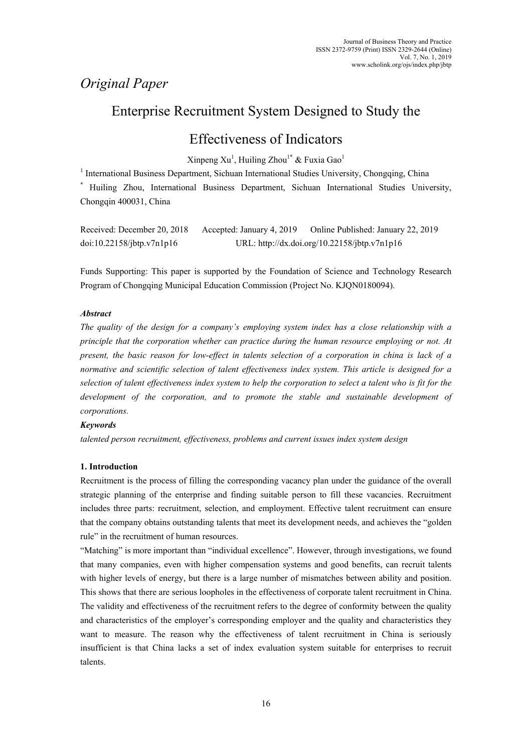*Original Paper*

# Enterprise Recruitment System Designed to Study the Effectiveness of Indicators

Xinpeng Xu[1], Huiling Zhou[1*] & Fuxia Gao[1]

[1] International Business Department, Sichuan International Studies University, Chongqing, China

[*] Huiling Zhou, International Business Department, Sichuan International Studies University, Chongqin 400031, China

Received: December 20, 2018 Accepted: January 4, 2019 Online Published: January 22, 2019

doi:10.22158/jbtp.v7n1p16 URL: http://dx.doi.org/10.22158/jbtp.v7n1p16

Funds Supporting: This paper is supported by the Foundation of Science and Technology Research Program of Chongqing Municipal Education Commission (Project No. KJQN0180094).

***Abstract***

*The quality of the design for a company's employing system index has a close relationship with a principle that the corporation whether can practice during the human resource employing or not. At present, the basic reason for low-effect in talents selection of a corporation in china is lack of a normative and scientific selection of talent effectiveness index system. This article is designed for a selection of talent effectiveness index system to help the corporation to select a talent who is fit for the development of the corporation, and to promote the stable and sustainable development of corporations.*

***Keywords***

*talented person recruitment, effectiveness, problems and current issues index system design*

## 1. Introduction

Recruitment is the process of filling the corresponding vacancy plan under the guidance of the overall strategic planning of the enterprise and finding suitable person to fill these vacancies. Recruitment includes three parts: recruitment, selection, and employment. Effective talent recruitment can ensure that the company obtains outstanding talents that meet its development needs, and achieves the "golden rule" in the recruitment of human resources.

"Matching" is more important than "individual excellence". However, through investigations, we found that many companies, even with higher compensation systems and good benefits, can recruit talents with higher levels of energy, but there is a large number of mismatches between ability and position. This shows that there are serious loopholes in the effectiveness of corporate talent recruitment in China. The validity and effectiveness of the recruitment refers to the degree of conformity between the quality and characteristics of the employer's corresponding employer and the quality and characteristics they want to measure. The reason why the effectiveness of talent recruitment in China is seriously insufficient is that China lacks a set of index evaluation system suitable for enterprises to recruit talents.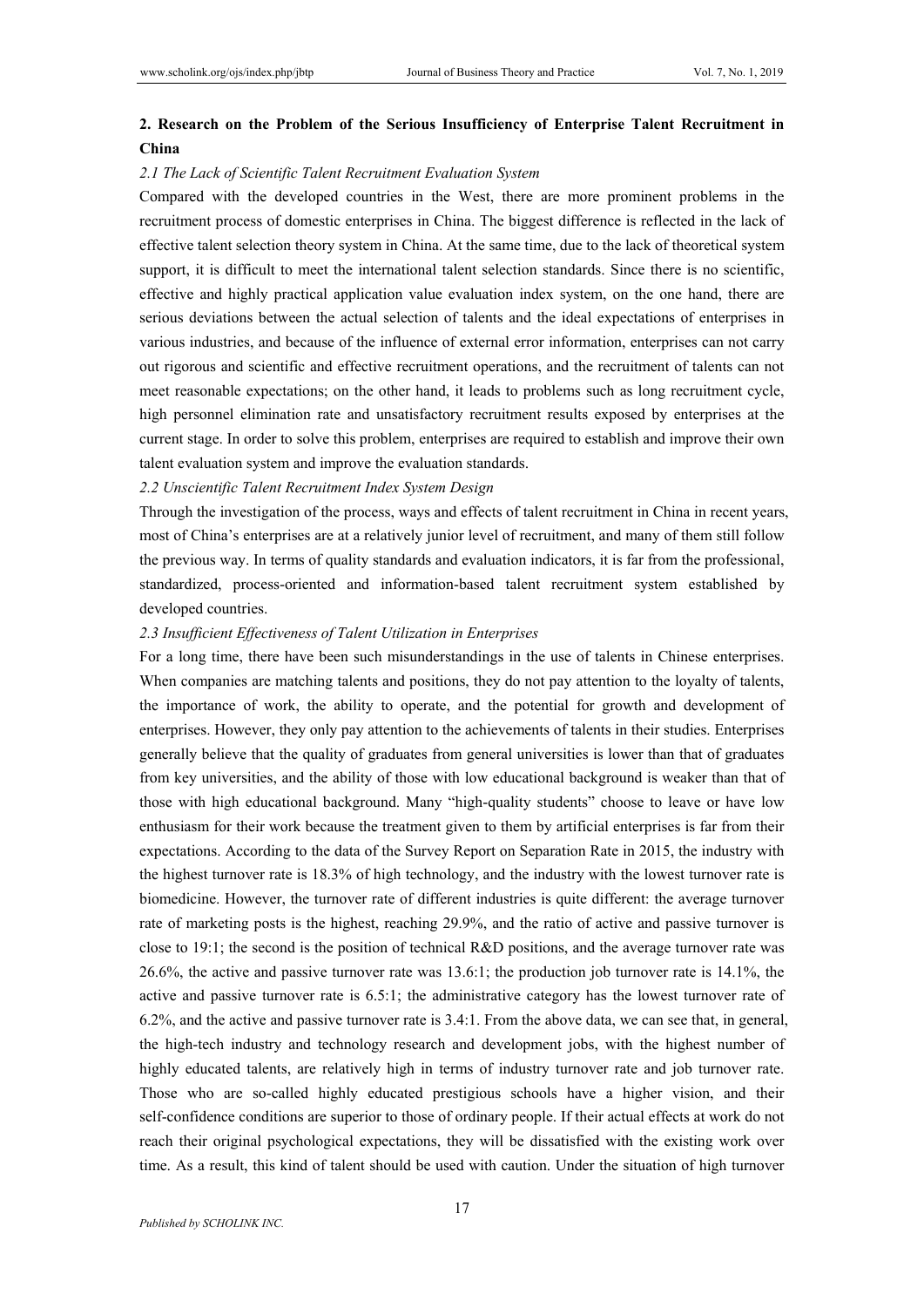## 2. Research on the Problem of the Serious Insufficiency of Enterprise Talent Recruitment in China

### *2.1 The Lack of Scientific Talent Recruitment Evaluation System*

Compared with the developed countries in the West, there are more prominent problems in the recruitment process of domestic enterprises in China. The biggest difference is reflected in the lack of effective talent selection theory system in China. At the same time, due to the lack of theoretical system support, it is difficult to meet the international talent selection standards. Since there is no scientific, effective and highly practical application value evaluation index system, on the one hand, there are serious deviations between the actual selection of talents and the ideal expectations of enterprises in various industries, and because of the influence of external error information, enterprises can not carry out rigorous and scientific and effective recruitment operations, and the recruitment of talents can not meet reasonable expectations; on the other hand, it leads to problems such as long recruitment cycle, high personnel elimination rate and unsatisfactory recruitment results exposed by enterprises at the current stage. In order to solve this problem, enterprises are required to establish and improve their own talent evaluation system and improve the evaluation standards.

### *2.2 Unscientific Talent Recruitment Index System Design*

Through the investigation of the process, ways and effects of talent recruitment in China in recent years, most of China's enterprises are at a relatively junior level of recruitment, and many of them still follow the previous way. In terms of quality standards and evaluation indicators, it is far from the professional, standardized, process-oriented and information-based talent recruitment system established by developed countries.

### *2.3 Insufficient Effectiveness of Talent Utilization in Enterprises*

For a long time, there have been such misunderstandings in the use of talents in Chinese enterprises. When companies are matching talents and positions, they do not pay attention to the loyalty of talents, the importance of work, the ability to operate, and the potential for growth and development of enterprises. However, they only pay attention to the achievements of talents in their studies. Enterprises generally believe that the quality of graduates from general universities is lower than that of graduates from key universities, and the ability of those with low educational background is weaker than that of those with high educational background. Many "high-quality students" choose to leave or have low enthusiasm for their work because the treatment given to them by artificial enterprises is far from their expectations. According to the data of the Survey Report on Separation Rate in 2015, the industry with the highest turnover rate is 18.3% of high technology, and the industry with the lowest turnover rate is biomedicine. However, the turnover rate of different industries is quite different: the average turnover rate of marketing posts is the highest, reaching 29.9%, and the ratio of active and passive turnover is close to 19:1; the second is the position of technical R&D positions, and the average turnover rate was 26.6%, the active and passive turnover rate was 13.6:1; the production job turnover rate is 14.1%, the active and passive turnover rate is 6.5:1; the administrative category has the lowest turnover rate of 6.2%, and the active and passive turnover rate is 3.4:1. From the above data, we can see that, in general, the high-tech industry and technology research and development jobs, with the highest number of highly educated talents, are relatively high in terms of industry turnover rate and job turnover rate. Those who are so-called highly educated prestigious schools have a higher vision, and their self-confidence conditions are superior to those of ordinary people. If their actual effects at work do not reach their original psychological expectations, they will be dissatisfied with the existing work over time. As a result, this kind of talent should be used with caution. Under the situation of high turnover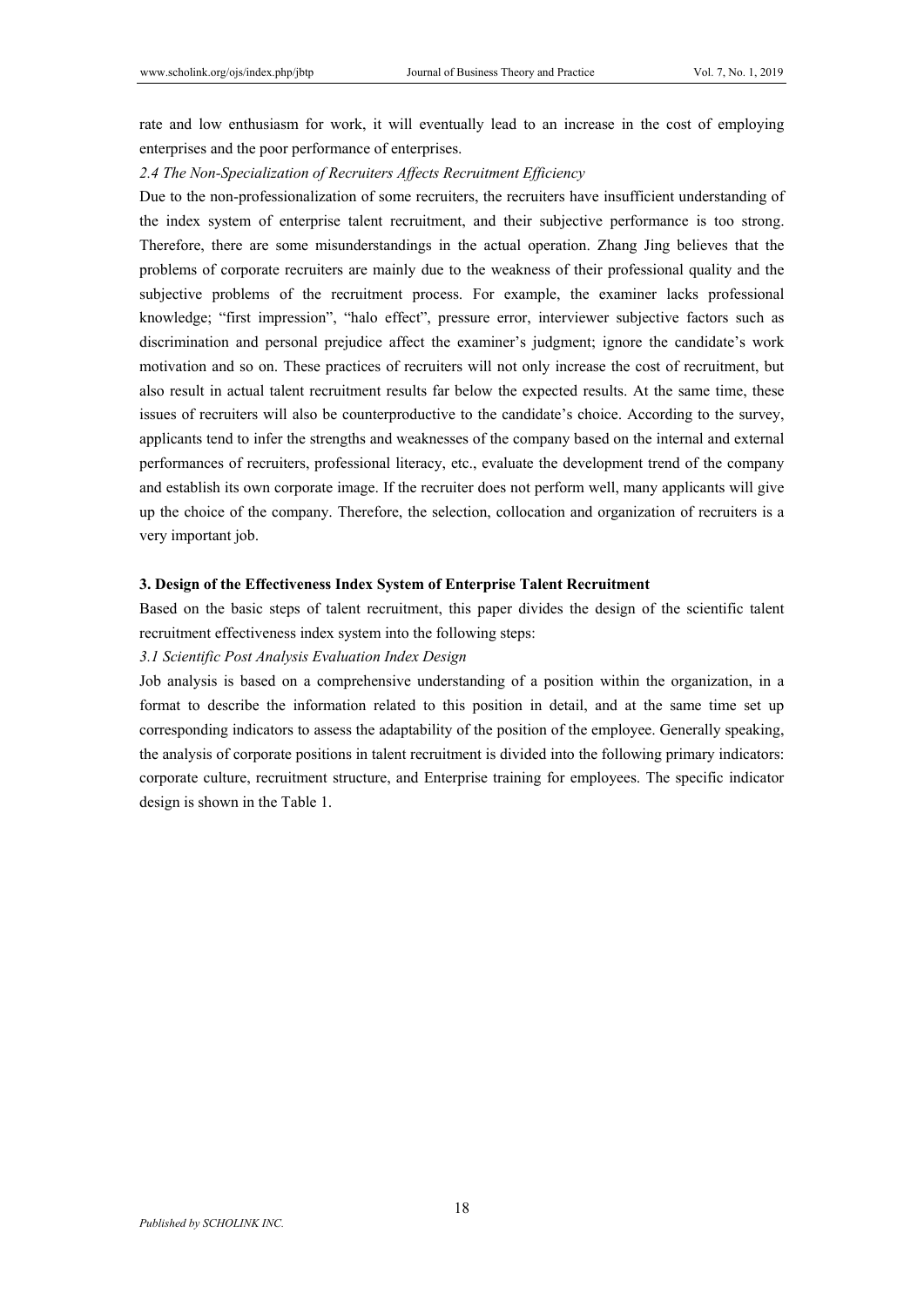rate and low enthusiasm for work, it will eventually lead to an increase in the cost of employing enterprises and the poor performance of enterprises.

### *2.4 The Non-Specialization of Recruiters Affects Recruitment Efficiency*

Due to the non-professionalization of some recruiters, the recruiters have insufficient understanding of the index system of enterprise talent recruitment, and their subjective performance is too strong. Therefore, there are some misunderstandings in the actual operation. Zhang Jing believes that the problems of corporate recruiters are mainly due to the weakness of their professional quality and the subjective problems of the recruitment process. For example, the examiner lacks professional knowledge; "first impression", "halo effect", pressure error, interviewer subjective factors such as discrimination and personal prejudice affect the examiner's judgment; ignore the candidate's work motivation and so on. These practices of recruiters will not only increase the cost of recruitment, but also result in actual talent recruitment results far below the expected results. At the same time, these issues of recruiters will also be counterproductive to the candidate's choice. According to the survey, applicants tend to infer the strengths and weaknesses of the company based on the internal and external performances of recruiters, professional literacy, etc., evaluate the development trend of the company and establish its own corporate image. If the recruiter does not perform well, many applicants will give up the choice of the company. Therefore, the selection, collocation and organization of recruiters is a very important job.

## 3. Design of the Effectiveness Index System of Enterprise Talent Recruitment

Based on the basic steps of talent recruitment, this paper divides the design of the scientific talent recruitment effectiveness index system into the following steps:

### *3.1 Scientific Post Analysis Evaluation Index Design*

Job analysis is based on a comprehensive understanding of a position within the organization, in a format to describe the information related to this position in detail, and at the same time set up corresponding indicators to assess the adaptability of the position of the employee. Generally speaking, the analysis of corporate positions in talent recruitment is divided into the following primary indicators: corporate culture, recruitment structure, and Enterprise training for employees. The specific indicator design is shown in the Table 1.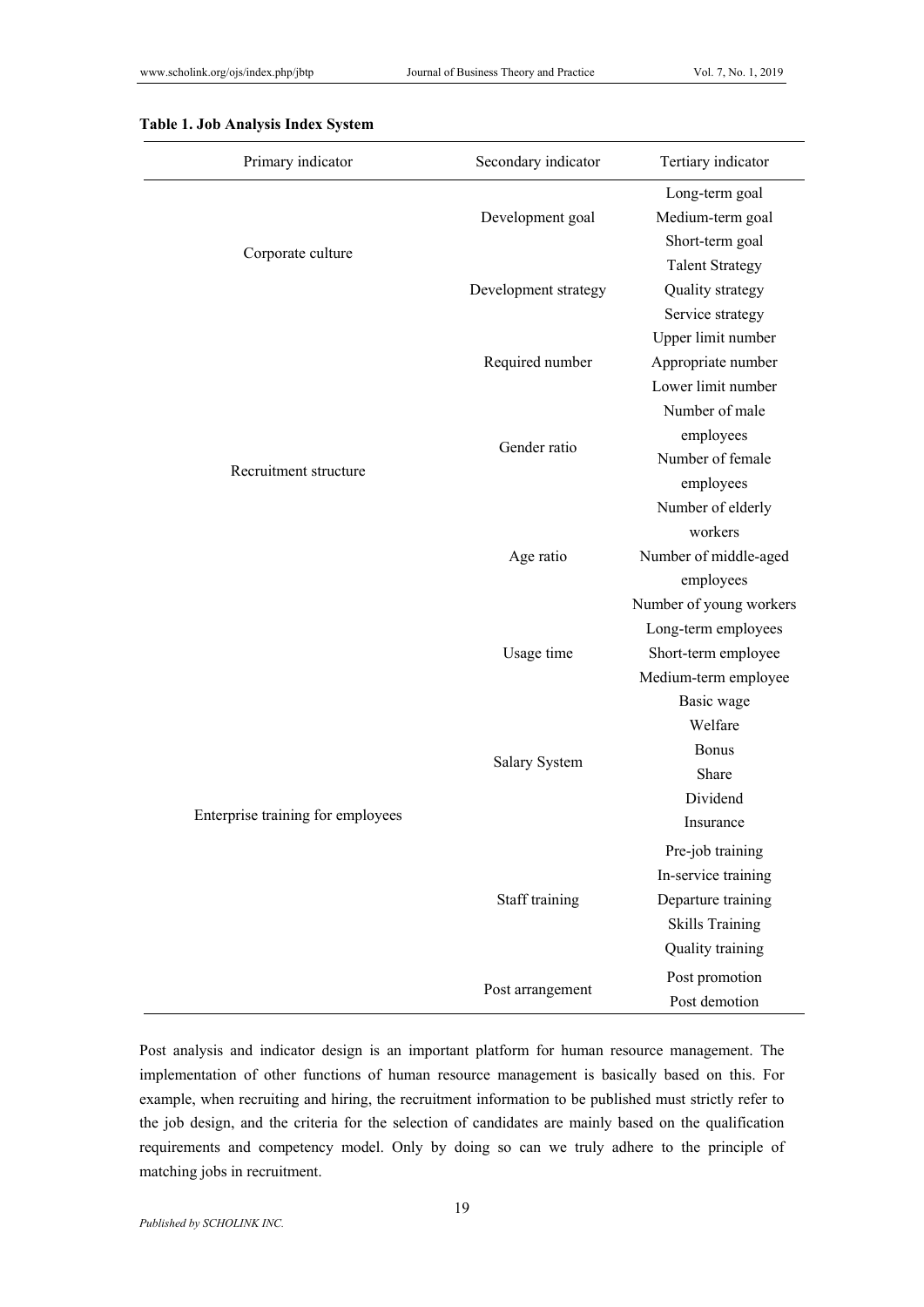**Table 1. Job Analysis Index System**

| Primary indicator | Secondary indicator | Tertiary indicator |
| --- | --- | --- |
| Corporate culture | Development goal | Long-term goal |
| | | Medium-term goal |
| | | Short-term goal |
| | Development strategy | Talent Strategy |
| | | Quality strategy |
| | | Service strategy |
| Recruitment structure | Required number | Upper limit number |
| | | Appropriate number |
| | | Lower limit number |
| | Gender ratio | Number of male employees |
| | | Number of female employees |
| | Age ratio | Number of elderly workers |
| | | Number of middle-aged employees |
| | | Number of young workers |
| | Usage time | Long-term employees |
| | | Short-term employee |
| | | Medium-term employee |
| Enterprise training for employees | Salary System | Basic wage |
| | | Welfare |
| | | Bonus |
| | | Share |
| | | Dividend |
| | | Insurance |
| | Staff training | Pre-job training |
| | | In-service training |
| | | Departure training |
| | | Skills Training |
| | | Quality training |
| | Post arrangement | Post promotion |
| | | Post demotion |

Post analysis and indicator design is an important platform for human resource management. The implementation of other functions of human resource management is basically based on this. For example, when recruiting and hiring, the recruitment information to be published must strictly refer to the job design, and the criteria for the selection of candidates are mainly based on the qualification requirements and competency model. Only by doing so can we truly adhere to the principle of matching jobs in recruitment.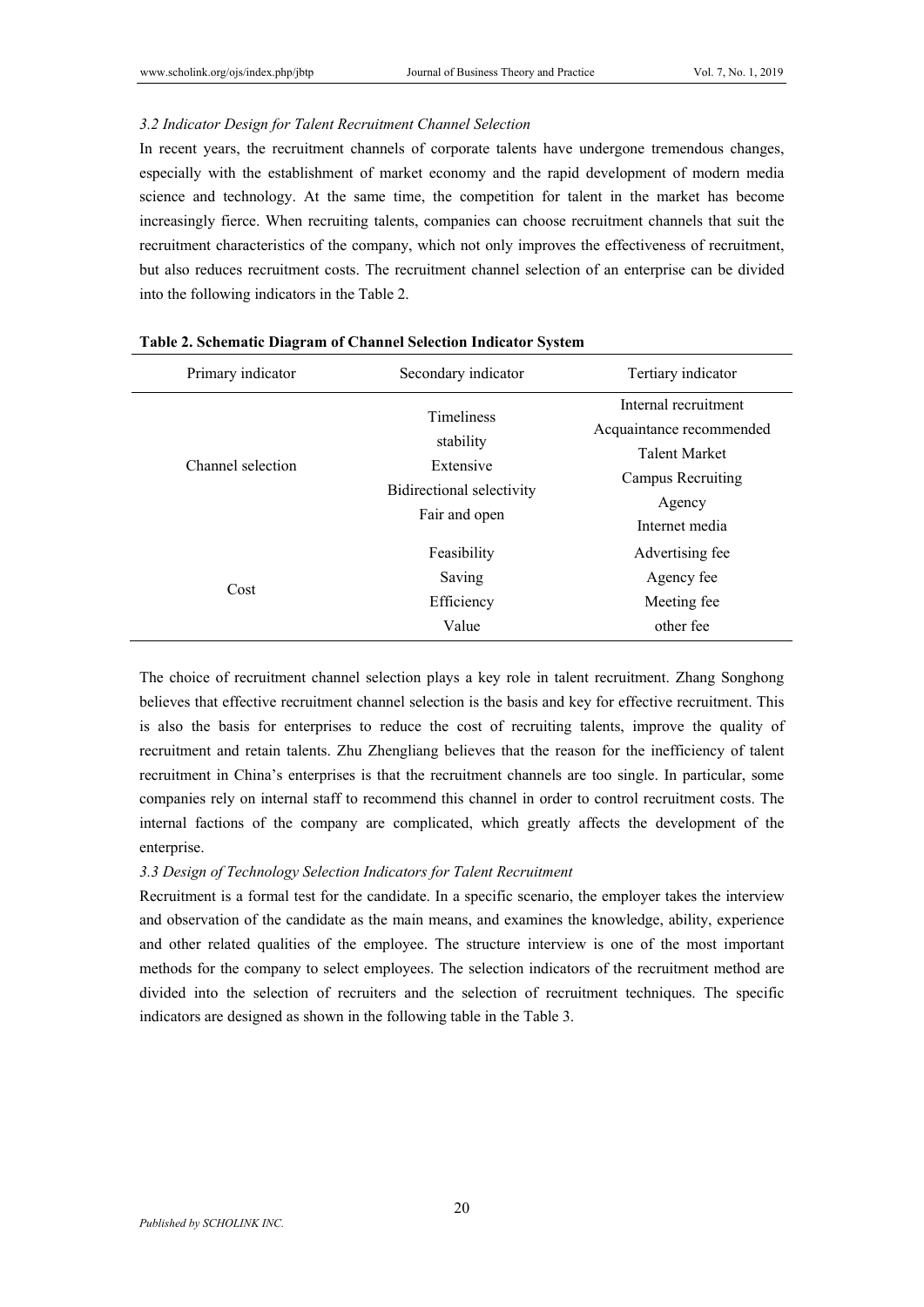*3.2 Indicator Design for Talent Recruitment Channel Selection*

In recent years, the recruitment channels of corporate talents have undergone tremendous changes, especially with the establishment of market economy and the rapid development of modern media science and technology. At the same time, the competition for talent in the market has become increasingly fierce. When recruiting talents, companies can choose recruitment channels that suit the recruitment characteristics of the company, which not only improves the effectiveness of recruitment, but also reduces recruitment costs. The recruitment channel selection of an enterprise can be divided into the following indicators in the Table 2.

**Table 2. Schematic Diagram of Channel Selection Indicator System**

| Primary indicator | Secondary indicator | Tertiary indicator |
|---|---|---|
| Channel selection | Timeliness<br>stability<br>Extensive<br>Bidirectional selectivity<br>Fair and open | Internal recruitment<br>Acquaintance recommended<br>Talent Market<br>Campus Recruiting<br>Agency<br>Internet media |
| Cost | Feasibility<br>Saving<br>Efficiency<br>Value | Advertising fee<br>Agency fee<br>Meeting fee<br>other fee |

The choice of recruitment channel selection plays a key role in talent recruitment. Zhang Songhong believes that effective recruitment channel selection is the basis and key for effective recruitment. This is also the basis for enterprises to reduce the cost of recruiting talents, improve the quality of recruitment and retain talents. Zhu Zhengliang believes that the reason for the inefficiency of talent recruitment in China's enterprises is that the recruitment channels are too single. In particular, some companies rely on internal staff to recommend this channel in order to control recruitment costs. The internal factions of the company are complicated, which greatly affects the development of the enterprise.

*3.3 Design of Technology Selection Indicators for Talent Recruitment*

Recruitment is a formal test for the candidate. In a specific scenario, the employer takes the interview and observation of the candidate as the main means, and examines the knowledge, ability, experience and other related qualities of the employee. The structure interview is one of the most important methods for the company to select employees. The selection indicators of the recruitment method are divided into the selection of recruiters and the selection of recruitment techniques. The specific indicators are designed as shown in the following table in the Table 3.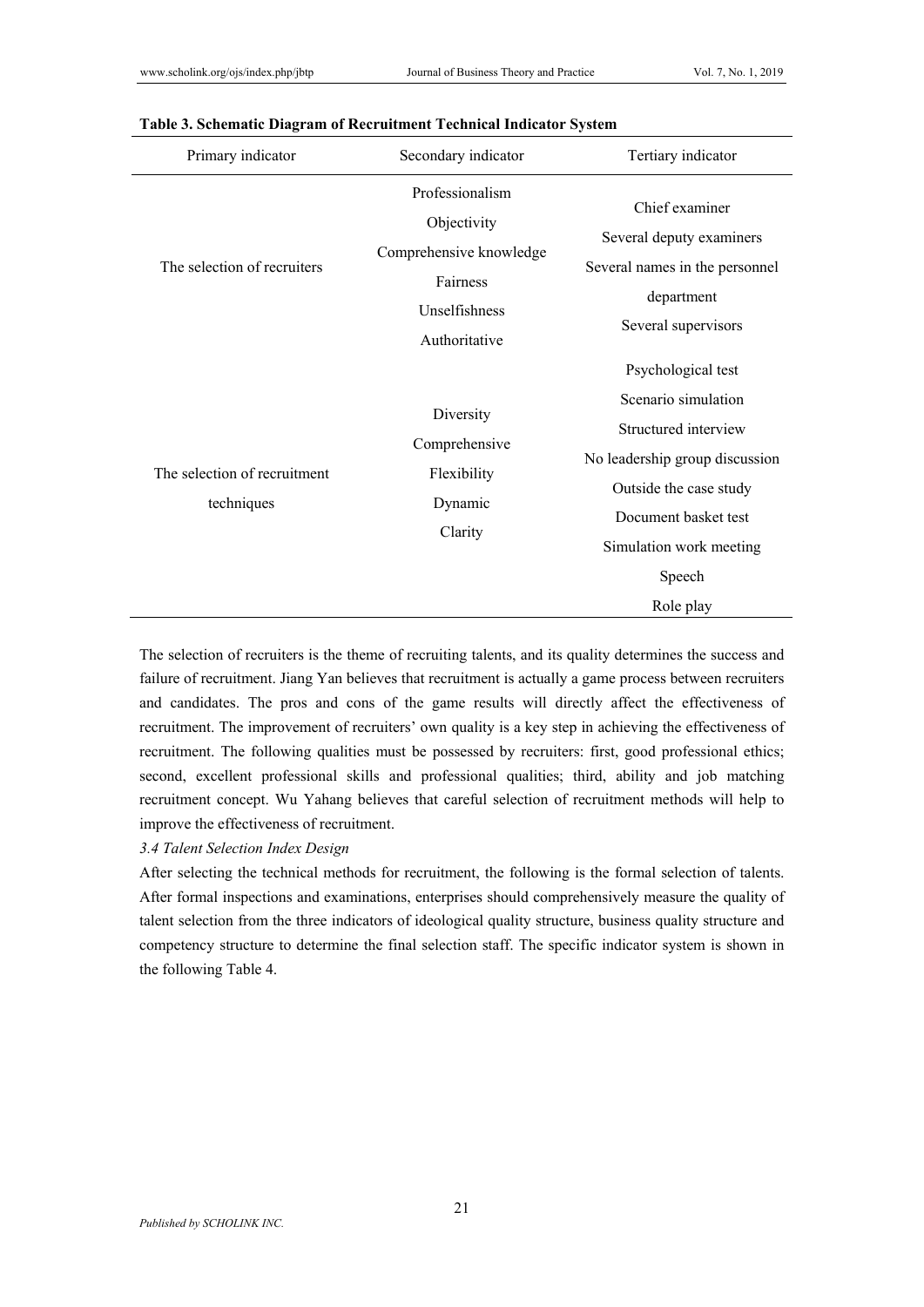**Table 3. Schematic Diagram of Recruitment Technical Indicator System**

| Primary indicator | Secondary indicator | Tertiary indicator |
|---|---|---|
| The selection of recruiters | Professionalism<br>Objectivity<br>Comprehensive knowledge<br>Fairness<br>Unselfishness<br>Authoritative | Chief examiner<br>Several deputy examiners<br>Several names in the personnel department<br>Several supervisors |
| The selection of recruitment techniques | Diversity<br>Comprehensive<br>Flexibility<br>Dynamic<br>Clarity | Psychological test<br>Scenario simulation<br>Structured interview<br>No leadership group discussion<br>Outside the case study<br>Document basket test<br>Simulation work meeting<br>Speech<br>Role play |

The selection of recruiters is the theme of recruiting talents, and its quality determines the success and failure of recruitment. Jiang Yan believes that recruitment is actually a game process between recruiters and candidates. The pros and cons of the game results will directly affect the effectiveness of recruitment. The improvement of recruiters' own quality is a key step in achieving the effectiveness of recruitment. The following qualities must be possessed by recruiters: first, good professional ethics; second, excellent professional skills and professional qualities; third, ability and job matching recruitment concept. Wu Yahang believes that careful selection of recruitment methods will help to improve the effectiveness of recruitment.

### *3.4 Talent Selection Index Design*

After selecting the technical methods for recruitment, the following is the formal selection of talents. After formal inspections and examinations, enterprises should comprehensively measure the quality of talent selection from the three indicators of ideological quality structure, business quality structure and competency structure to determine the final selection staff. The specific indicator system is shown in the following Table 4.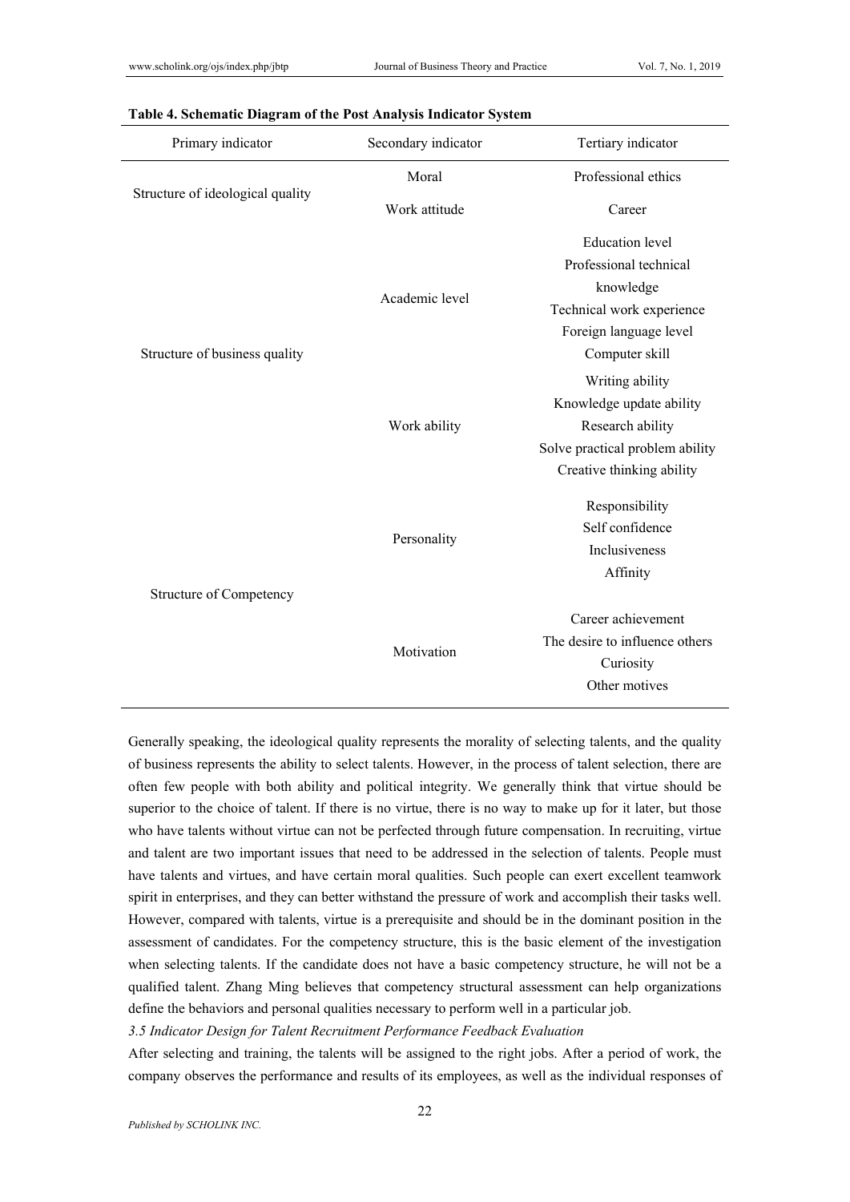**Table 4. Schematic Diagram of the Post Analysis Indicator System**

| Primary indicator | Secondary indicator | Tertiary indicator |
|---|---|---|
| Structure of ideological quality | Moral | Professional ethics |
| | Work attitude | Career |
| Structure of business quality | Academic level | Education level<br>Professional technical knowledge<br>Technical work experience<br>Foreign language level<br>Computer skill |
| | Work ability | Writing ability<br>Knowledge update ability<br>Research ability<br>Solve practical problem ability<br>Creative thinking ability |
| Structure of Competency | Personality | Responsibility<br>Self confidence<br>Inclusiveness<br>Affinity |
| | Motivation | Career achievement<br>The desire to influence others<br>Curiosity<br>Other motives |

Generally speaking, the ideological quality represents the morality of selecting talents, and the quality of business represents the ability to select talents. However, in the process of talent selection, there are often few people with both ability and political integrity. We generally think that virtue should be superior to the choice of talent. If there is no virtue, there is no way to make up for it later, but those who have talents without virtue can not be perfected through future compensation. In recruiting, virtue and talent are two important issues that need to be addressed in the selection of talents. People must have talents and virtues, and have certain moral qualities. Such people can exert excellent teamwork spirit in enterprises, and they can better withstand the pressure of work and accomplish their tasks well. However, compared with talents, virtue is a prerequisite and should be in the dominant position in the assessment of candidates. For the competency structure, this is the basic element of the investigation when selecting talents. If the candidate does not have a basic competency structure, he will not be a qualified talent. Zhang Ming believes that competency structural assessment can help organizations define the behaviors and personal qualities necessary to perform well in a particular job.

### *3.5 Indicator Design for Talent Recruitment Performance Feedback Evaluation*

After selecting and training, the talents will be assigned to the right jobs. After a period of work, the company observes the performance and results of its employees, as well as the individual responses of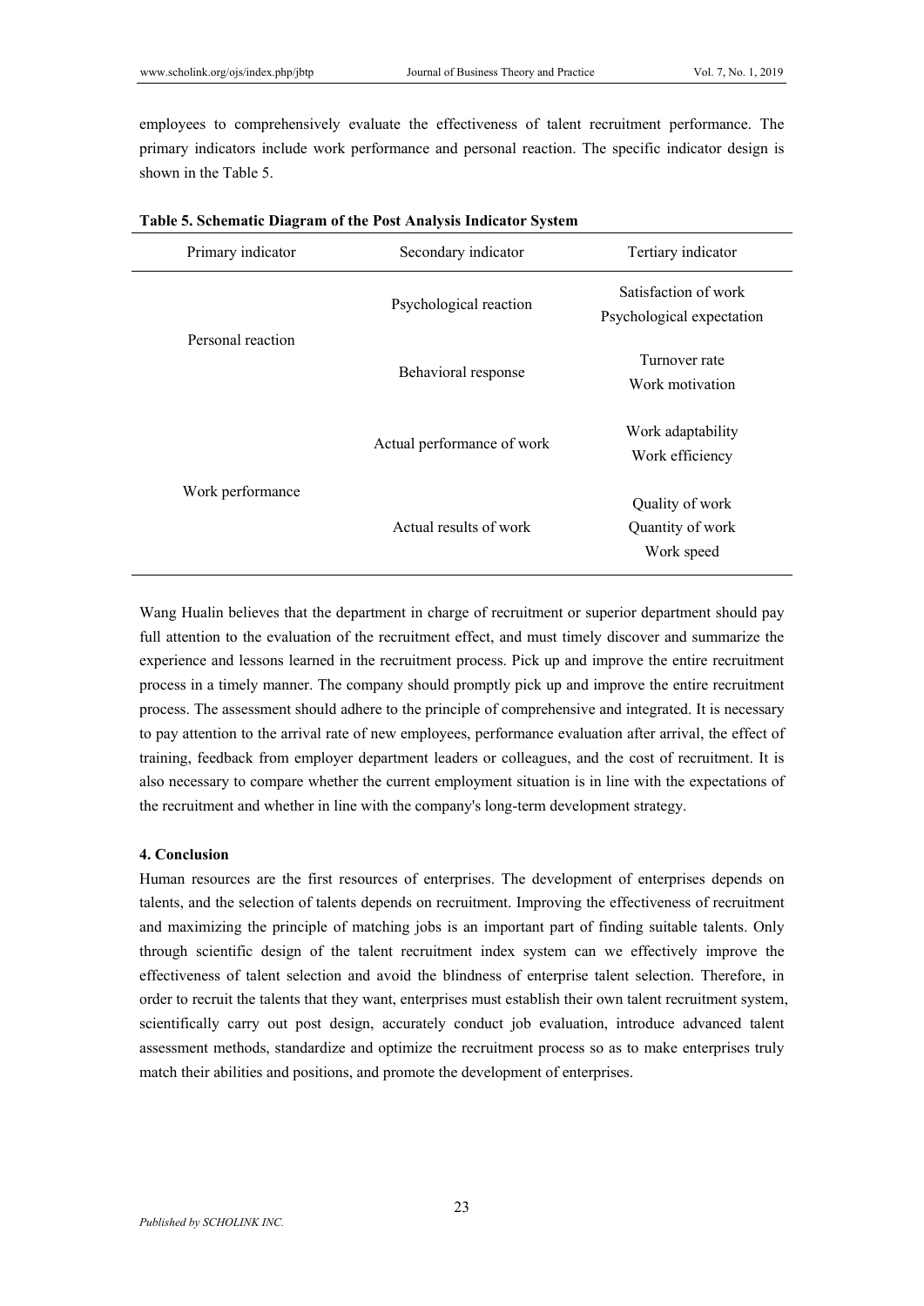employees to comprehensively evaluate the effectiveness of talent recruitment performance. The primary indicators include work performance and personal reaction. The specific indicator design is shown in the Table 5.

**Table 5. Schematic Diagram of the Post Analysis Indicator System**

| Primary indicator | Secondary indicator | Tertiary indicator |
|---|---|---|
| Personal reaction | Psychological reaction | Satisfaction of work<br>Psychological expectation |
| | Behavioral response | Turnover rate<br>Work motivation |
| Work performance | Actual performance of work | Work adaptability<br>Work efficiency |
| | Actual results of work | Quality of work<br>Quantity of work<br>Work speed |

Wang Hualin believes that the department in charge of recruitment or superior department should pay full attention to the evaluation of the recruitment effect, and must timely discover and summarize the experience and lessons learned in the recruitment process. Pick up and improve the entire recruitment process in a timely manner. The company should promptly pick up and improve the entire recruitment process. The assessment should adhere to the principle of comprehensive and integrated. It is necessary to pay attention to the arrival rate of new employees, performance evaluation after arrival, the effect of training, feedback from employer department leaders or colleagues, and the cost of recruitment. It is also necessary to compare whether the current employment situation is in line with the expectations of the recruitment and whether in line with the company's long-term development strategy.

## 4. Conclusion

Human resources are the first resources of enterprises. The development of enterprises depends on talents, and the selection of talents depends on recruitment. Improving the effectiveness of recruitment and maximizing the principle of matching jobs is an important part of finding suitable talents. Only through scientific design of the talent recruitment index system can we effectively improve the effectiveness of talent selection and avoid the blindness of enterprise talent selection. Therefore, in order to recruit the talents that they want, enterprises must establish their own talent recruitment system, scientifically carry out post design, accurately conduct job evaluation, introduce advanced talent assessment methods, standardize and optimize the recruitment process so as to make enterprises truly match their abilities and positions, and promote the development of enterprises.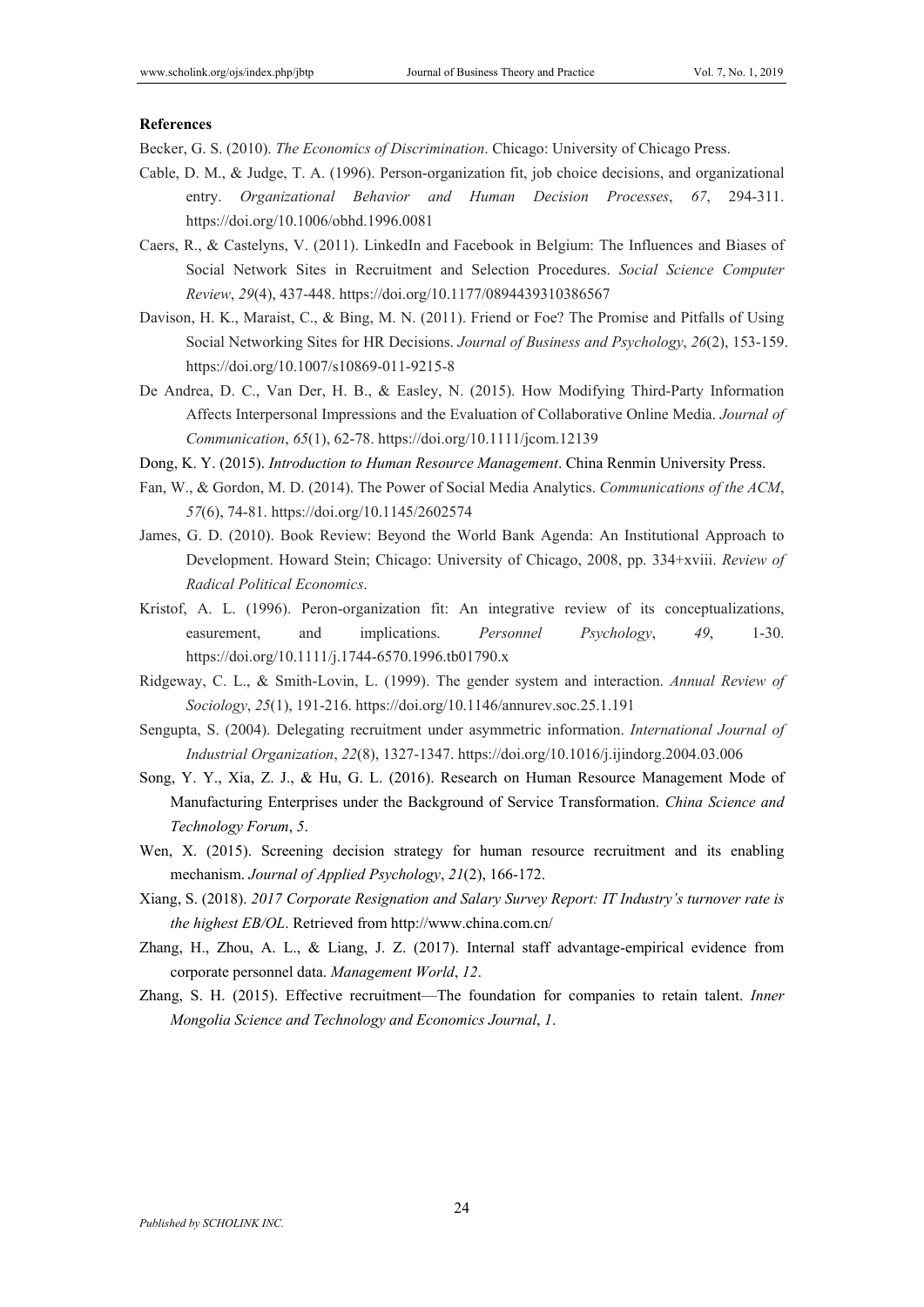**References**

Becker, G. S. (2010). *The Economics of Discrimination*. Chicago: University of Chicago Press.

Cable, D. M., & Judge, T. A. (1996). Person-organization fit, job choice decisions, and organizational entry. *Organizational Behavior and Human Decision Processes*, *67*, 294-311. https://doi.org/10.1006/obhd.1996.0081

Caers, R., & Castelyns, V. (2011). LinkedIn and Facebook in Belgium: The Influences and Biases of Social Network Sites in Recruitment and Selection Procedures. *Social Science Computer Review*, *29*(4), 437-448. https://doi.org/10.1177/0894439310386567

Davison, H. K., Maraist, C., & Bing, M. N. (2011). Friend or Foe? The Promise and Pitfalls of Using Social Networking Sites for HR Decisions. *Journal of Business and Psychology*, *26*(2), 153-159. https://doi.org/10.1007/s10869-011-9215-8

De Andrea, D. C., Van Der, H. B., & Easley, N. (2015). How Modifying Third-Party Information Affects Interpersonal Impressions and the Evaluation of Collaborative Online Media. *Journal of Communication*, *65*(1), 62-78. https://doi.org/10.1111/jcom.12139

Dong, K. Y. (2015). *Introduction to Human Resource Management*. China Renmin University Press.

Fan, W., & Gordon, M. D. (2014). The Power of Social Media Analytics. *Communications of the ACM*, *57*(6), 74-81. https://doi.org/10.1145/2602574

James, G. D. (2010). Book Review: Beyond the World Bank Agenda: An Institutional Approach to Development. Howard Stein; Chicago: University of Chicago, 2008, pp. 334+xviii. *Review of Radical Political Economics*.

Kristof, A. L. (1996). Peron-organization fit: An integrative review of its conceptualizations, easurement, and implications. *Personnel Psychology*, *49*, 1-30. https://doi.org/10.1111/j.1744-6570.1996.tb01790.x

Ridgeway, C. L., & Smith-Lovin, L. (1999). The gender system and interaction. *Annual Review of Sociology*, *25*(1), 191-216. https://doi.org/10.1146/annurev.soc.25.1.191

Sengupta, S. (2004). Delegating recruitment under asymmetric information. *International Journal of Industrial Organization*, *22*(8), 1327-1347. https://doi.org/10.1016/j.ijindorg.2004.03.006

Song, Y. Y., Xia, Z. J., & Hu, G. L. (2016). Research on Human Resource Management Mode of Manufacturing Enterprises under the Background of Service Transformation. *China Science and Technology Forum*, *5*.

Wen, X. (2015). Screening decision strategy for human resource recruitment and its enabling mechanism. *Journal of Applied Psychology*, *21*(2), 166-172.

Xiang, S. (2018). *2017 Corporate Resignation and Salary Survey Report: IT Industry's turnover rate is the highest EB/OL*. Retrieved from http://www.china.com.cn/

Zhang, H., Zhou, A. L., & Liang, J. Z. (2017). Internal staff advantage-empirical evidence from corporate personnel data. *Management World*, *12*.

Zhang, S. H. (2015). Effective recruitment—The foundation for companies to retain talent. *Inner Mongolia Science and Technology and Economics Journal*, *1*.